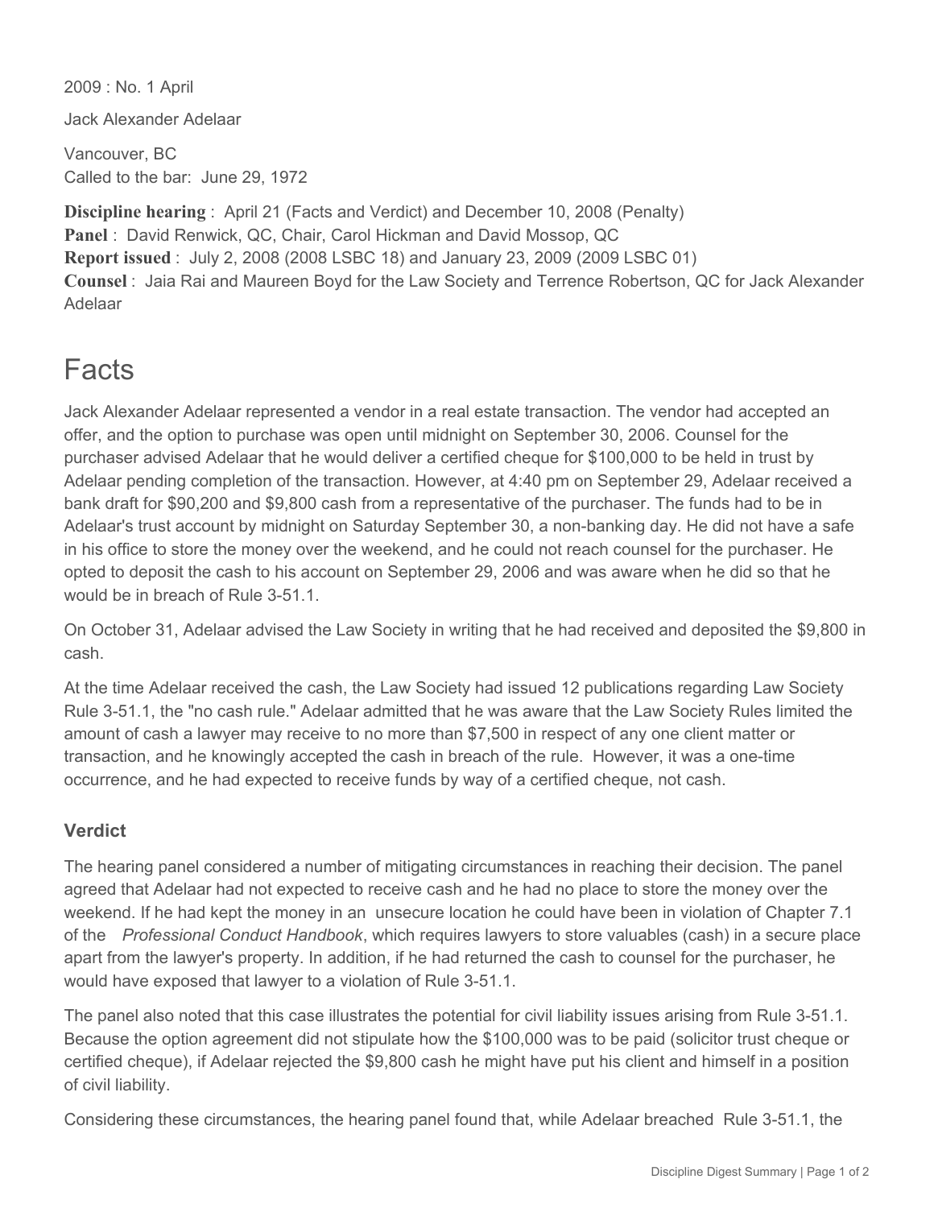2009 : No. 1 April

Jack Alexander Adelaar

Vancouver, BC
Called to the bar: June 29, 1972

**Discipline hearing** : April 21 (Facts and Verdict) and December 10, 2008 (Penalty)
**Panel** : David Renwick, QC, Chair, Carol Hickman and David Mossop, QC
**Report issued** : July 2, 2008 (2008 LSBC 18) and January 23, 2009 (2009 LSBC 01)
**Counsel** : Jaia Rai and Maureen Boyd for the Law Society and Terrence Robertson, QC for Jack Alexander Adelaar

# Facts

Jack Alexander Adelaar represented a vendor in a real estate transaction. The vendor had accepted an offer, and the option to purchase was open until midnight on September 30, 2006. Counsel for the purchaser advised Adelaar that he would deliver a certified cheque for $100,000 to be held in trust by Adelaar pending completion of the transaction. However, at 4:40 pm on September 29, Adelaar received a bank draft for $90,200 and $9,800 cash from a representative of the purchaser. The funds had to be in Adelaar's trust account by midnight on Saturday September 30, a non-banking day. He did not have a safe in his office to store the money over the weekend, and he could not reach counsel for the purchaser. He opted to deposit the cash to his account on September 29, 2006 and was aware when he did so that he would be in breach of Rule 3-51.1.

On October 31, Adelaar advised the Law Society in writing that he had received and deposited the $9,800 in cash.

At the time Adelaar received the cash, the Law Society had issued 12 publications regarding Law Society Rule 3-51.1, the "no cash rule." Adelaar admitted that he was aware that the Law Society Rules limited the amount of cash a lawyer may receive to no more than $7,500 in respect of any one client matter or transaction, and he knowingly accepted the cash in breach of the rule. However, it was a one-time occurrence, and he had expected to receive funds by way of a certified cheque, not cash.

### Verdict

The hearing panel considered a number of mitigating circumstances in reaching their decision. The panel agreed that Adelaar had not expected to receive cash and he had no place to store the money over the weekend. If he had kept the money in an unsecure location he could have been in violation of Chapter 7.1 of the *Professional Conduct Handbook*, which requires lawyers to store valuables (cash) in a secure place apart from the lawyer's property. In addition, if he had returned the cash to counsel for the purchaser, he would have exposed that lawyer to a violation of Rule 3-51.1.

The panel also noted that this case illustrates the potential for civil liability issues arising from Rule 3-51.1. Because the option agreement did not stipulate how the $100,000 was to be paid (solicitor trust cheque or certified cheque), if Adelaar rejected the $9,800 cash he might have put his client and himself in a position of civil liability.

Considering these circumstances, the hearing panel found that, while Adelaar breached Rule 3-51.1, the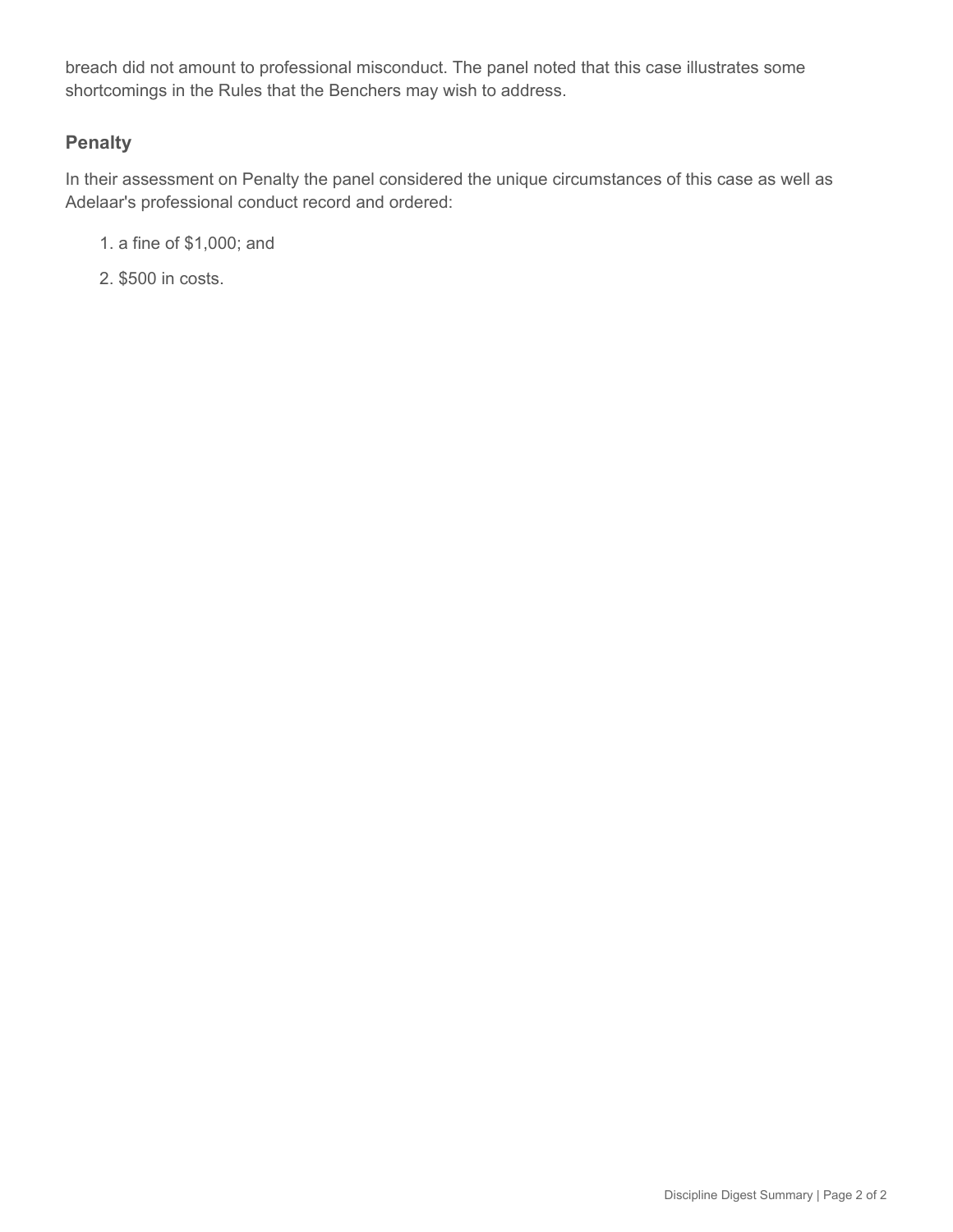breach did not amount to professional misconduct. The panel noted that this case illustrates some shortcomings in the Rules that the Benchers may wish to address.

## Penalty

In their assessment on Penalty the panel considered the unique circumstances of this case as well as Adelaar's professional conduct record and ordered:

1. a fine of $1,000; and
2. $500 in costs.